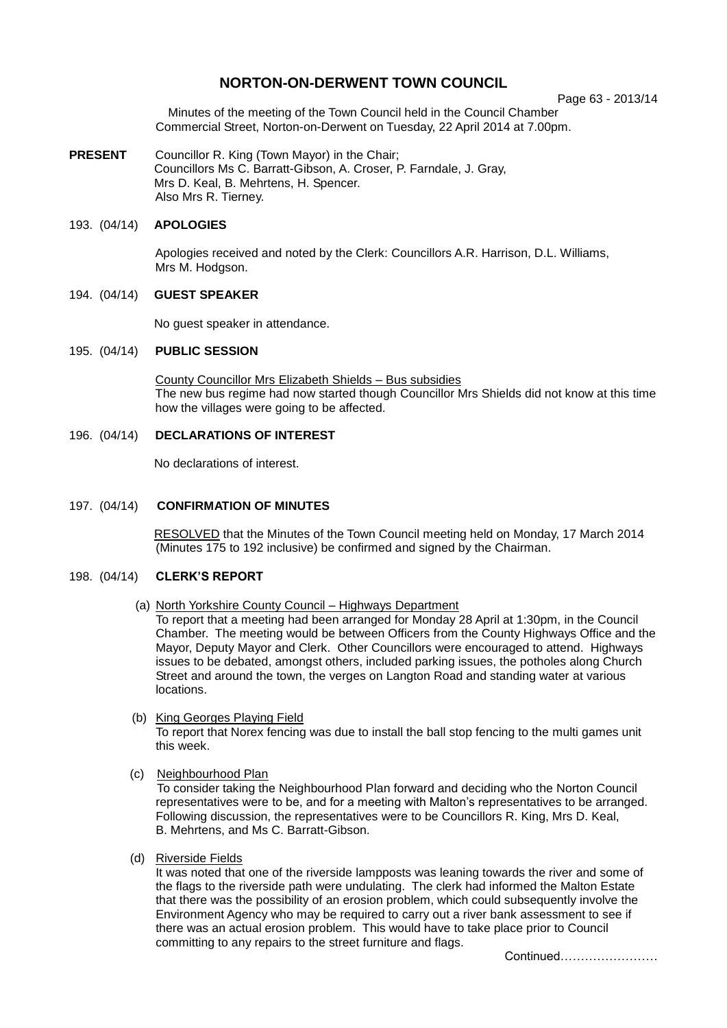# NORTON-ON-DERWENT TOWN COUNCIL

Page 63 - 2013/14

Minutes of the meeting of the Town Council held in the Council Chamber Commercial Street, Norton-on-Derwent on Tuesday, 22 April 2014 at 7.00pm.

**PRESENT** Councillor R. King (Town Mayor) in the Chair;
Councillors Ms C. Barratt-Gibson, A. Croser, P. Farndale, J. Gray, Mrs D. Keal, B. Mehrtens, H. Spencer.
Also Mrs R. Tierney.

193. (04/14) **APOLOGIES**

Apologies received and noted by the Clerk: Councillors A.R. Harrison, D.L. Williams, Mrs M. Hodgson.

194. (04/14) **GUEST SPEAKER**

No guest speaker in attendance.

195. (04/14) **PUBLIC SESSION**

County Councillor Mrs Elizabeth Shields – Bus subsidies
The new bus regime had now started though Councillor Mrs Shields did not know at this time how the villages were going to be affected.

196. (04/14) **DECLARATIONS OF INTEREST**

No declarations of interest.

197. (04/14) **CONFIRMATION OF MINUTES**

RESOLVED that the Minutes of the Town Council meeting held on Monday, 17 March 2014 (Minutes 175 to 192 inclusive) be confirmed and signed by the Chairman.

198. (04/14) **CLERK'S REPORT**

(a) North Yorkshire County Council – Highways Department
To report that a meeting had been arranged for Monday 28 April at 1:30pm, in the Council Chamber. The meeting would be between Officers from the County Highways Office and the Mayor, Deputy Mayor and Clerk. Other Councillors were encouraged to attend. Highways issues to be debated, amongst others, included parking issues, the potholes along Church Street and around the town, the verges on Langton Road and standing water at various locations.

(b) King Georges Playing Field
To report that Norex fencing was due to install the ball stop fencing to the multi games unit this week.

(c) Neighbourhood Plan
To consider taking the Neighbourhood Plan forward and deciding who the Norton Council representatives were to be, and for a meeting with Malton's representatives to be arranged. Following discussion, the representatives were to be Councillors R. King, Mrs D. Keal, B. Mehrtens, and Ms C. Barratt-Gibson.

(d) Riverside Fields
It was noted that one of the riverside lampposts was leaning towards the river and some of the flags to the riverside path were undulating. The clerk had informed the Malton Estate that there was the possibility of an erosion problem, which could subsequently involve the Environment Agency who may be required to carry out a river bank assessment to see if there was an actual erosion problem. This would have to take place prior to Council committing to any repairs to the street furniture and flags.

Continued……………………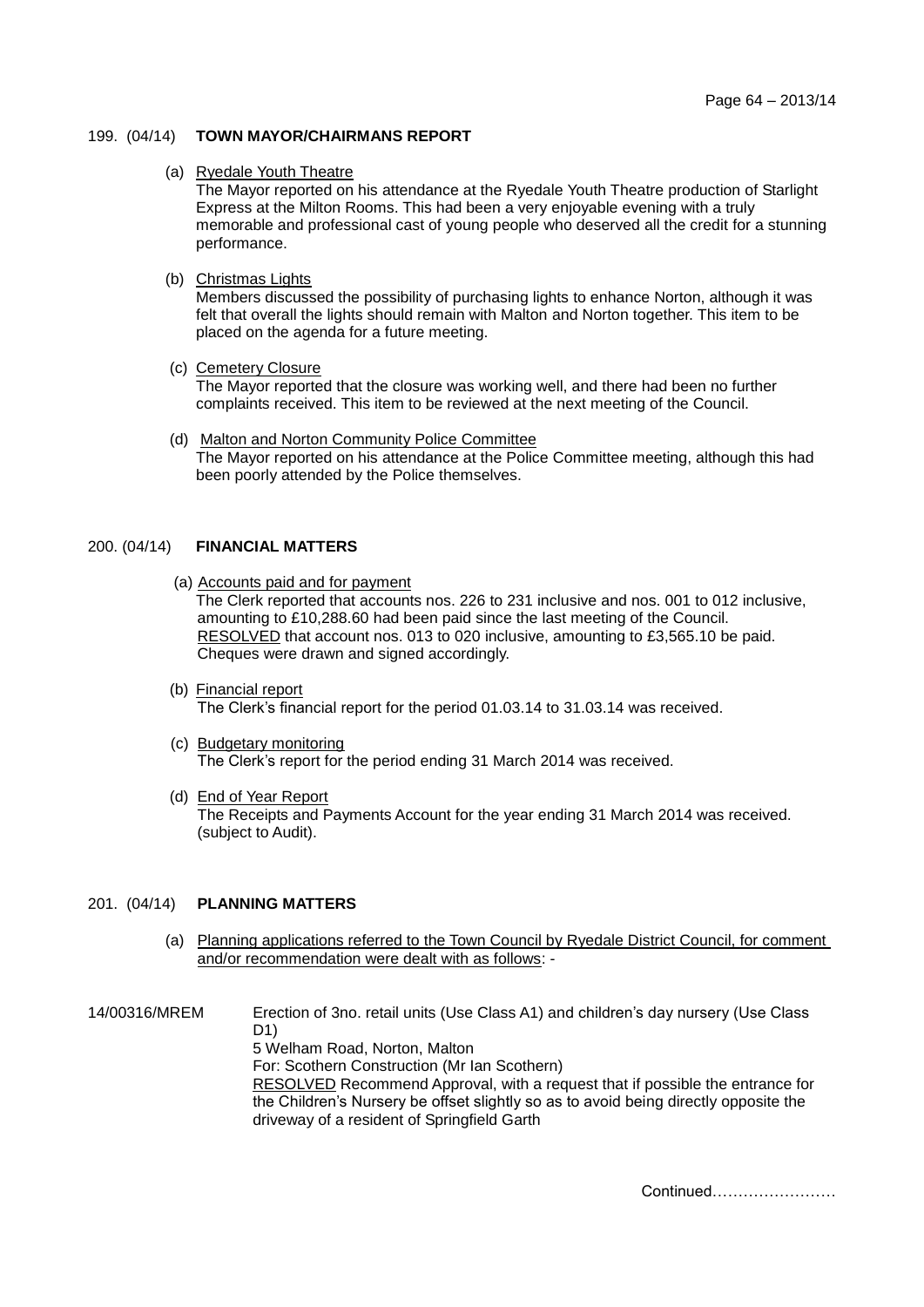**199. (04/14) TOWN MAYOR/CHAIRMANS REPORT**

(a) Ryedale Youth Theatre
The Mayor reported on his attendance at the Ryedale Youth Theatre production of Starlight Express at the Milton Rooms. This had been a very enjoyable evening with a truly memorable and professional cast of young people who deserved all the credit for a stunning performance.

(b) Christmas Lights
Members discussed the possibility of purchasing lights to enhance Norton, although it was felt that overall the lights should remain with Malton and Norton together. This item to be placed on the agenda for a future meeting.

(c) Cemetery Closure
The Mayor reported that the closure was working well, and there had been no further complaints received. This item to be reviewed at the next meeting of the Council.

(d) Malton and Norton Community Police Committee
The Mayor reported on his attendance at the Police Committee meeting, although this had been poorly attended by the Police themselves.

**200. (04/14) FINANCIAL MATTERS**

(a) Accounts paid and for payment
The Clerk reported that accounts nos. 226 to 231 inclusive and nos. 001 to 012 inclusive, amounting to £10,288.60 had been paid since the last meeting of the Council.
RESOLVED that account nos. 013 to 020 inclusive, amounting to £3,565.10 be paid.
Cheques were drawn and signed accordingly.

(b) Financial report
The Clerk's financial report for the period 01.03.14 to 31.03.14 was received.

(c) Budgetary monitoring
The Clerk's report for the period ending 31 March 2014 was received.

(d) End of Year Report
The Receipts and Payments Account for the year ending 31 March 2014 was received. (subject to Audit).

**201. (04/14) PLANNING MATTERS**

(a) Planning applications referred to the Town Council by Ryedale District Council, for comment and/or recommendation were dealt with as follows: -

14/00316/MREM

Erection of 3no. retail units (Use Class A1) and children's day nursery (Use Class D1)
5 Welham Road, Norton, Malton
For: Scothern Construction (Mr Ian Scothern)
RESOLVED Recommend Approval, with a request that if possible the entrance for the Children's Nursery be offset slightly so as to avoid being directly opposite the driveway of a resident of Springfield Garth

Continued……………………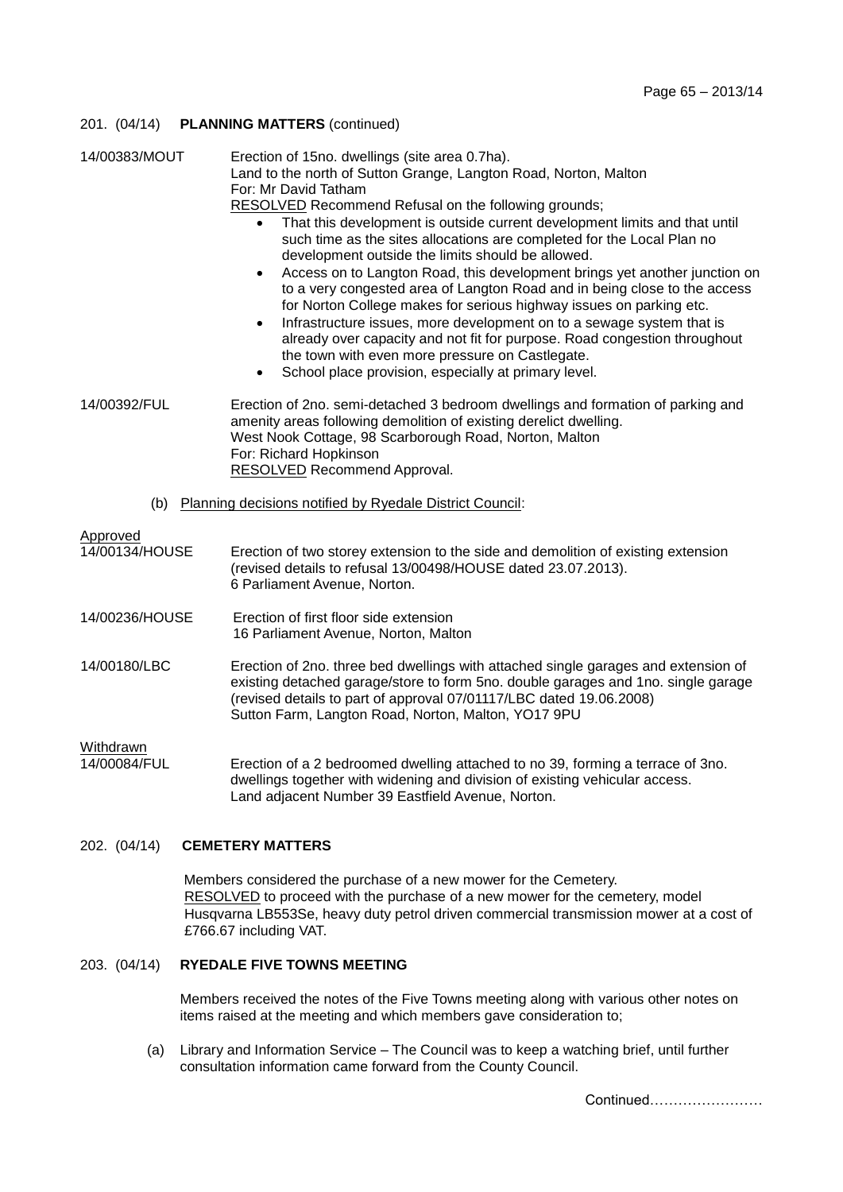201. (04/14) **PLANNING MATTERS** (continued)

14/00383/MOUT — Erection of 15no. dwellings (site area 0.7ha).
Land to the north of Sutton Grange, Langton Road, Norton, Malton
For: Mr David Tatham
RESOLVED Recommend Refusal on the following grounds;

- That this development is outside current development limits and that until such time as the sites allocations are completed for the Local Plan no development outside the limits should be allowed.
- Access on to Langton Road, this development brings yet another junction on to a very congested area of Langton Road and in being close to the access for Norton College makes for serious highway issues on parking etc.
- Infrastructure issues, more development on to a sewage system that is already over capacity and not fit for purpose. Road congestion throughout the town with even more pressure on Castlegate.
- School place provision, especially at primary level.

14/00392/FUL — Erection of 2no. semi-detached 3 bedroom dwellings and formation of parking and amenity areas following demolition of existing derelict dwelling.
West Nook Cottage, 98 Scarborough Road, Norton, Malton
For: Richard Hopkinson
RESOLVED Recommend Approval.

(b) Planning decisions notified by Ryedale District Council:

Approved

14/00134/HOUSE — Erection of two storey extension to the side and demolition of existing extension (revised details to refusal 13/00498/HOUSE dated 23.07.2013).
6 Parliament Avenue, Norton.

14/00236/HOUSE — Erection of first floor side extension
16 Parliament Avenue, Norton, Malton

14/00180/LBC — Erection of 2no. three bed dwellings with attached single garages and extension of existing detached garage/store to form 5no. double garages and 1no. single garage (revised details to part of approval 07/01117/LBC dated 19.06.2008)
Sutton Farm, Langton Road, Norton, Malton, YO17 9PU

Withdrawn

14/00084/FUL — Erection of a 2 bedroomed dwelling attached to no 39, forming a terrace of 3no. dwellings together with widening and division of existing vehicular access.
Land adjacent Number 39 Eastfield Avenue, Norton.

202. (04/14) **CEMETERY MATTERS**

Members considered the purchase of a new mower for the Cemetery.
RESOLVED to proceed with the purchase of a new mower for the cemetery, model Husqvarna LB553Se, heavy duty petrol driven commercial transmission mower at a cost of £766.67 including VAT.

203. (04/14) **RYEDALE FIVE TOWNS MEETING**

Members received the notes of the Five Towns meeting along with various other notes on items raised at the meeting and which members gave consideration to;

(a) Library and Information Service – The Council was to keep a watching brief, until further consultation information came forward from the County Council.

Continued……………………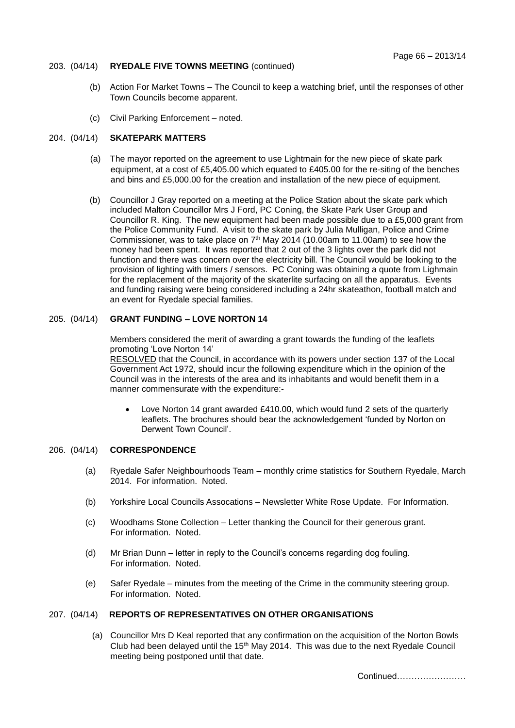203. (04/14) **RYEDALE FIVE TOWNS MEETING** (continued)

(b) Action For Market Towns – The Council to keep a watching brief, until the responses of other Town Councils become apparent.

(c) Civil Parking Enforcement – noted.

204. (04/14) **SKATEPARK MATTERS**

(a) The mayor reported on the agreement to use Lightmain for the new piece of skate park equipment, at a cost of £5,405.00 which equated to £405.00 for the re-siting of the benches and bins and £5,000.00 for the creation and installation of the new piece of equipment.

(b) Councillor J Gray reported on a meeting at the Police Station about the skate park which included Malton Councillor Mrs J Ford, PC Coning, the Skate Park User Group and Councillor R. King. The new equipment had been made possible due to a £5,000 grant from the Police Community Fund. A visit to the skate park by Julia Mulligan, Police and Crime Commissioner, was to take place on 7th May 2014 (10.00am to 11.00am) to see how the money had been spent. It was reported that 2 out of the 3 lights over the park did not function and there was concern over the electricity bill. The Council would be looking to the provision of lighting with timers / sensors. PC Coning was obtaining a quote from Lighmain for the replacement of the majority of the skaterlite surfacing on all the apparatus. Events and funding raising were being considered including a 24hr skateathon, football match and an event for Ryedale special families.

205. (04/14) **GRANT FUNDING – LOVE NORTON 14**

Members considered the merit of awarding a grant towards the funding of the leaflets promoting 'Love Norton 14'

<u>RESOLVED</u> that the Council, in accordance with its powers under section 137 of the Local Government Act 1972, should incur the following expenditure which in the opinion of the Council was in the interests of the area and its inhabitants and would benefit them in a manner commensurate with the expenditure:-

- Love Norton 14 grant awarded £410.00, which would fund 2 sets of the quarterly leaflets. The brochures should bear the acknowledgement 'funded by Norton on Derwent Town Council'.

206. (04/14) **CORRESPONDENCE**

(a) Ryedale Safer Neighbourhoods Team – monthly crime statistics for Southern Ryedale, March 2014. For information. Noted.

(b) Yorkshire Local Councils Assocations – Newsletter White Rose Update. For Information.

(c) Woodhams Stone Collection – Letter thanking the Council for their generous grant. For information. Noted.

(d) Mr Brian Dunn – letter in reply to the Council's concerns regarding dog fouling. For information. Noted.

(e) Safer Ryedale – minutes from the meeting of the Crime in the community steering group. For information. Noted.

207. (04/14) **REPORTS OF REPRESENTATIVES ON OTHER ORGANISATIONS**

(a) Councillor Mrs D Keal reported that any confirmation on the acquisition of the Norton Bowls Club had been delayed until the 15th May 2014. This was due to the next Ryedale Council meeting being postponed until that date.

Continued……………………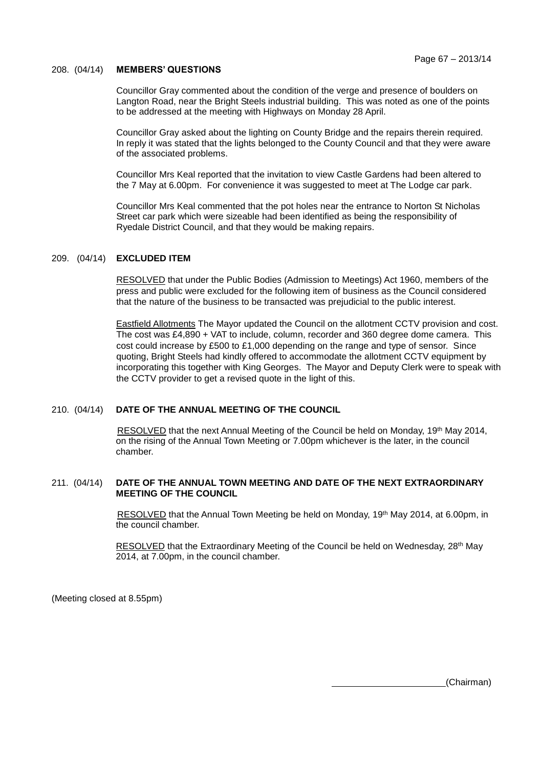208. (04/14) **MEMBERS' QUESTIONS**

Councillor Gray commented about the condition of the verge and presence of boulders on Langton Road, near the Bright Steels industrial building. This was noted as one of the points to be addressed at the meeting with Highways on Monday 28 April.

Councillor Gray asked about the lighting on County Bridge and the repairs therein required. In reply it was stated that the lights belonged to the County Council and that they were aware of the associated problems.

Councillor Mrs Keal reported that the invitation to view Castle Gardens had been altered to the 7 May at 6.00pm. For convenience it was suggested to meet at The Lodge car park.

Councillor Mrs Keal commented that the pot holes near the entrance to Norton St Nicholas Street car park which were sizeable had been identified as being the responsibility of Ryedale District Council, and that they would be making repairs.

209. (04/14) **EXCLUDED ITEM**

RESOLVED that under the Public Bodies (Admission to Meetings) Act 1960, members of the press and public were excluded for the following item of business as the Council considered that the nature of the business to be transacted was prejudicial to the public interest.

Eastfield Allotments The Mayor updated the Council on the allotment CCTV provision and cost. The cost was £4,890 + VAT to include, column, recorder and 360 degree dome camera. This cost could increase by £500 to £1,000 depending on the range and type of sensor. Since quoting, Bright Steels had kindly offered to accommodate the allotment CCTV equipment by incorporating this together with King Georges. The Mayor and Deputy Clerk were to speak with the CCTV provider to get a revised quote in the light of this.

210. (04/14) **DATE OF THE ANNUAL MEETING OF THE COUNCIL**

RESOLVED that the next Annual Meeting of the Council be held on Monday, 19th May 2014, on the rising of the Annual Town Meeting or 7.00pm whichever is the later, in the council chamber.

211. (04/14) **DATE OF THE ANNUAL TOWN MEETING AND DATE OF THE NEXT EXTRAORDINARY MEETING OF THE COUNCIL**

RESOLVED that the Annual Town Meeting be held on Monday, 19th May 2014, at 6.00pm, in the council chamber.

RESOLVED that the Extraordinary Meeting of the Council be held on Wednesday, 28th May 2014, at 7.00pm, in the council chamber.

(Meeting closed at 8.55pm)

______________________(Chairman)